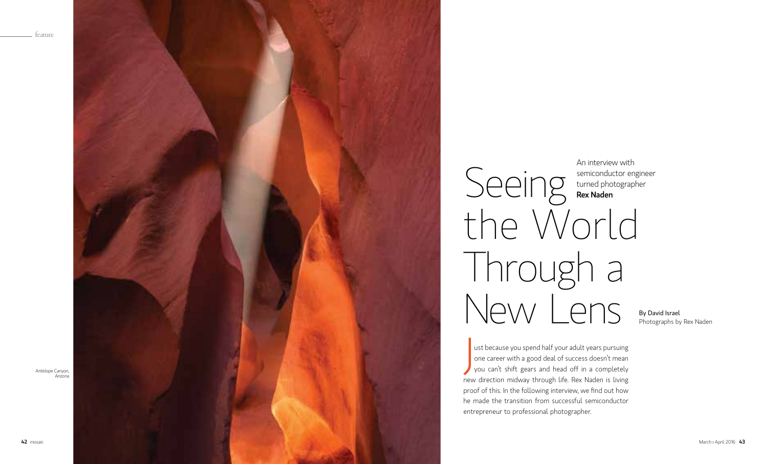# Seeing the World Through a New Lens

An interview with semiconductor engineer turned photographer **Rex Naden**

By David Israel
Photographs by Rex Naden

Antelope Canyon, Arizona

Just because you spend half your adult years pursuing one career with a good deal of success doesn't mean you can't shift gears and head off in a completely new direction midway through life. Rex Naden is living proof of this. In the following interview, we find out how he made the transition from successful semiconductor entrepreneur to professional photographer.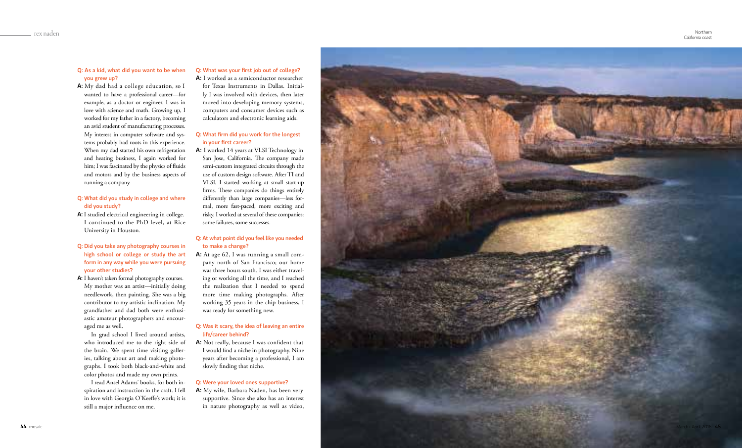**Q: As a kid, what did you want to be when you grew up?**

**A:** My dad had a college education, so I wanted to have a professional career—for example, as a doctor or engineer. I was in love with science and math. Growing up, I worked for my father in a factory, becoming an avid student of manufacturing processes. My interest in computer software and systems probably had roots in this experience. When my dad started his own refrigeration and heating business, I again worked for him; I was fascinated by the physics of fluids and motors and by the business aspects of running a company.

**Q: What did you study in college and where did you study?**

**A:** I studied electrical engineering in college. I continued to the PhD level, at Rice University in Houston.

**Q: Did you take any photography courses in high school or college or study the art form in any way while you were pursuing your other studies?**

**A:** I haven't taken formal photography courses. My mother was an artist—initially doing needlework, then painting. She was a big contributor to my artistic inclination. My grandfather and dad both were enthusiastic amateur photographers and encouraged me as well.

In grad school I lived around artists, who introduced me to the right side of the brain. We spent time visiting galleries, talking about art and making photographs. I took both black-and-white and color photos and made my own prints.

I read Ansel Adams' books, for both inspiration and instruction in the craft. I fell in love with Georgia O'Keeffe's work; it is still a major influence on me.

**Q: What was your first job out of college?**

**A:** I worked as a semiconductor researcher for Texas Instruments in Dallas. Initially I was involved with devices, then later moved into developing memory systems, computers and consumer devices such as calculators and electronic learning aids.

**Q: What firm did you work for the longest in your first career?**

**A:** I worked 14 years at VLSI Technology in San Jose, California. The company made semi-custom integrated circuits through the use of custom design software. After TI and VLSI, I started working at small start-up firms. These companies do things entirely differently than large companies—less formal, more fast-paced, more exciting and risky. I worked at several of these companies: some failures, some successes.

**Q: At what point did you feel like you needed to make a change?**

**A:** At age 62, I was running a small company north of San Francisco; our home was three hours south. I was either traveling or working all the time, and I reached the realization that I needed to spend more time making photographs. After working 35 years in the chip business, I was ready for something new.

**Q: Was it scary, the idea of leaving an entire life/career behind?**

**A:** Not really, because I was confident that I would find a niche in photography. Nine years after becoming a professional, I am slowly finding that niche.

**Q: Were your loved ones supportive?**

**A:** My wife, Barbara Naden, has been very supportive. Since she also has an interest in nature photography as well as video,

Northern California coast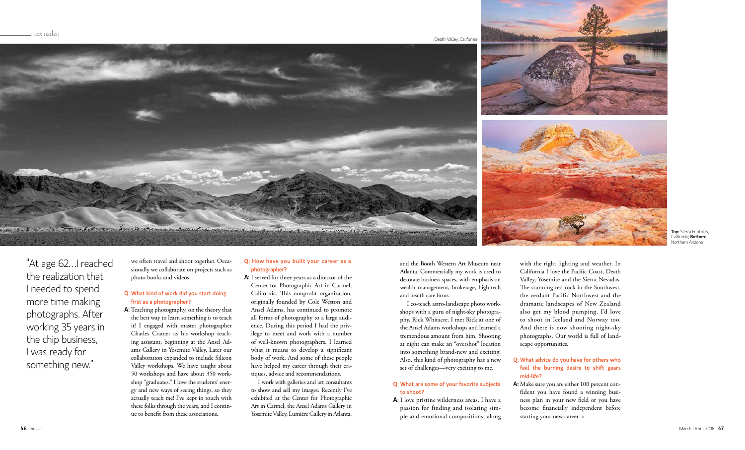Death Valley, California

**Top:** Sierra Foothills, California; **Bottom:** Northern Arizona

"At age 62…I reached the realization that I needed to spend more time making photographs. After working 35 years in the chip business, I was ready for something new."

we often travel and shoot together. Occasionally we collaborate on projects such as photo books and videos.

### Q: What kind of work did you start doing first as a photographer?

**A:** Teaching photography, on the theory that the best way to learn something is to teach it! I engaged with master photographer Charles Cramer as his workshop teaching assistant, beginning at the Ansel Adams Gallery in Yosemite Valley. Later our collaboration expanded to include Silicon Valley workshops. We have taught about 50 workshops and have about 350 workshop "graduates." I love the students' energy and new ways of seeing things, so they actually teach me! I've kept in touch with these folks through the years, and I continue to benefit from these associations.

### Q: How have you built your career as a photographer?

**A:** I served for three years as a director of the Center for Photographic Art in Carmel, California. This nonprofit organization, originally founded by Cole Weston and Ansel Adams, has continued to promote all forms of photography to a large audience. During this period I had the privilege to meet and work with a number of well-known photographers. I learned what it means to develop a significant body of work. And some of these people have helped my career through their critiques, advice and recommendations.

I work with galleries and art consultants to show and sell my images. Recently I've exhibited at the Center for Photographic Art in Carmel, the Ansel Adams Gallery in Yosemite Valley, Lumière Gallery in Atlanta, and the Booth Western Art Museum near Atlanta. Commercially my work is used to decorate business spaces, with emphasis on wealth management, brokerage, high-tech and health care firms.

I co-teach astro-landscape photo workshops with a guru of night-sky photography, Rick Whitacre. I met Rick at one of the Ansel Adams workshops and learned a tremendous amount from him. Shooting at night can make an "overshot" location into something brand-new and exciting! Also, this kind of photography has a new set of challenges—very exciting to me.

### Q: What are some of your favorite subjects to shoot?

**A:** I love pristine wilderness areas. I have a passion for finding and isolating simple and emotional compositions, along with the right lighting and weather. In California I love the Pacific Coast, Death Valley, Yosemite and the Sierra Nevadas. The stunning red rock in the Southwest, the verdant Pacific Northwest and the dramatic landscapes of New Zealand also get my blood pumping. I'd love to shoot in Iceland and Norway too. And there is now shooting night-sky photographs. Our world is full of landscape opportunities.

### Q: What advice do you have for others who feel the burning desire to shift gears mid-life?

**A:** Make sure you are either 100 percent confident you have found a winning business plan in your new field or you have become financially independent before starting your new career. ■